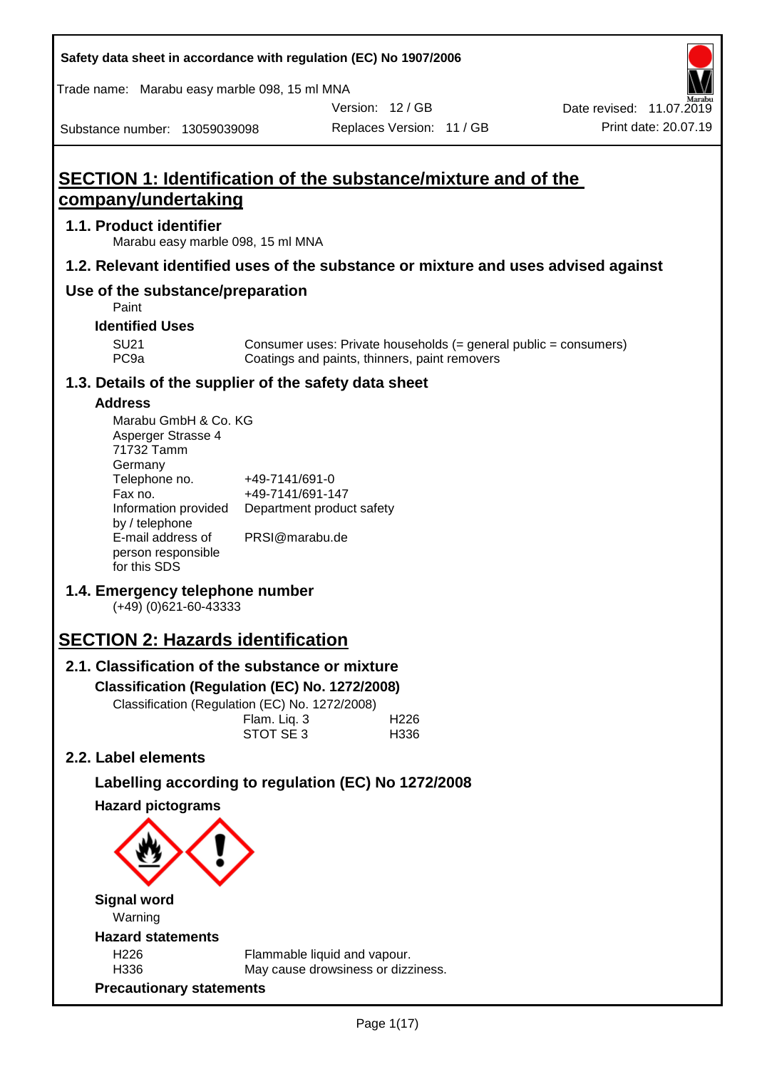Safety data sheet in accordance with regulation (EC) No 1907/2006

Trade name: Marabu easy marble 098, 15 ml MNA

Version: 12 / GB
Replaces Version: 11 / GB
Date revised: 11.07.2019
Print date: 20.07.19
Substance number: 13059039098

# SECTION 1: Identification of the substance/mixture and of the company/undertaking

## 1.1. Product identifier

Marabu easy marble 098, 15 ml MNA

## 1.2. Relevant identified uses of the substance or mixture and uses advised against

## Use of the substance/preparation

Paint

### Identified Uses

| | |
|---|---|
| SU21 | Consumer uses: Private households (= general public = consumers) |
| PC9a | Coatings and paints, thinners, paint removers |

## 1.3. Details of the supplier of the safety data sheet

### Address

Marabu GmbH & Co. KG
Asperger Strasse 4
71732 Tamm
Germany

| | |
|---|---|
| Telephone no. | +49-7141/691-0 |
| Fax no. | +49-7141/691-147 |
| Information provided by / telephone | Department product safety |
| E-mail address of person responsible for this SDS | PRSI@marabu.de |

## 1.4. Emergency telephone number

(+49) (0)621-60-43333

# SECTION 2: Hazards identification

## 2.1. Classification of the substance or mixture

### Classification (Regulation (EC) No. 1272/2008)

Classification (Regulation (EC) No. 1272/2008)

| | |
|---|---|
| Flam. Liq. 3 | H226 |
| STOT SE 3 | H336 |

## 2.2. Label elements

### Labelling according to regulation (EC) No 1272/2008

### Hazard pictograms

### Signal word

Warning

### Hazard statements

| | |
|---|---|
| H226 | Flammable liquid and vapour. |
| H336 | May cause drowsiness or dizziness. |

### Precautionary statements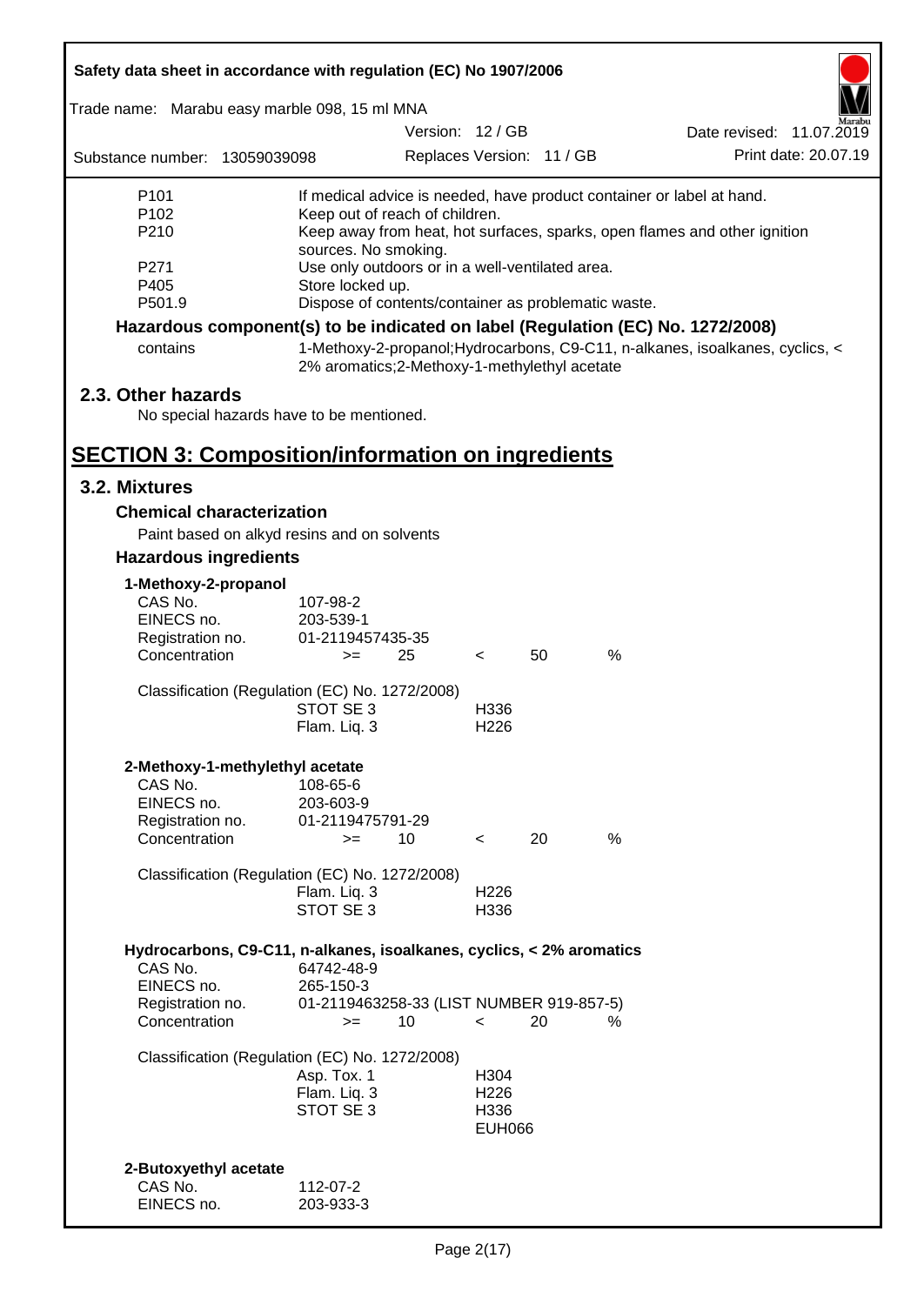| | |
|---|---|
| P101 | If medical advice is needed, have product container or label at hand. |
| P102 | Keep out of reach of children. |
| P210 | Keep away from heat, hot surfaces, sparks, open flames and other ignition sources. No smoking. |
| P271 | Use only outdoors or in a well-ventilated area. |
| P405 | Store locked up. |
| P501.9 | Dispose of contents/container as problematic waste. |

**Hazardous component(s) to be indicated on label (Regulation (EC) No. 1272/2008)**

| | |
|---|---|
| contains | 1-Methoxy-2-propanol;Hydrocarbons, C9-C11, n-alkanes, isoalkanes, cyclics, < 2% aromatics;2-Methoxy-1-methylethyl acetate |

## 2.3. Other hazards

No special hazards have to be mentioned.

# SECTION 3: Composition/information on ingredients

## 3.2. Mixtures

### Chemical characterization

Paint based on alkyd resins and on solvents

### Hazardous ingredients

**1-Methoxy-2-propanol**

| | |
|---|---|
| CAS No. | 107-98-2 |
| EINECS no. | 203-539-1 |
| Registration no. | 01-2119457435-35 |
| Concentration | >= 25 < 50 % |

Classification (Regulation (EC) No. 1272/2008)

| | |
|---|---|
| STOT SE 3 | H336 |
| Flam. Liq. 3 | H226 |

**2-Methoxy-1-methylethyl acetate**

| | |
|---|---|
| CAS No. | 108-65-6 |
| EINECS no. | 203-603-9 |
| Registration no. | 01-2119475791-29 |
| Concentration | >= 10 < 20 % |

Classification (Regulation (EC) No. 1272/2008)

| | |
|---|---|
| Flam. Liq. 3 | H226 |
| STOT SE 3 | H336 |

**Hydrocarbons, C9-C11, n-alkanes, isoalkanes, cyclics, < 2% aromatics**

| | |
|---|---|
| CAS No. | 64742-48-9 |
| EINECS no. | 265-150-3 |
| Registration no. | 01-2119463258-33 (LIST NUMBER 919-857-5) |
| Concentration | >= 10 < 20 % |

Classification (Regulation (EC) No. 1272/2008)

| | |
|---|---|
| Asp. Tox. 1 | H304 |
| Flam. Liq. 3 | H226 |
| STOT SE 3 | H336 |
| | EUH066 |

**2-Butoxyethyl acetate**

| | |
|---|---|
| CAS No. | 112-07-2 |
| EINECS no. | 203-933-3 |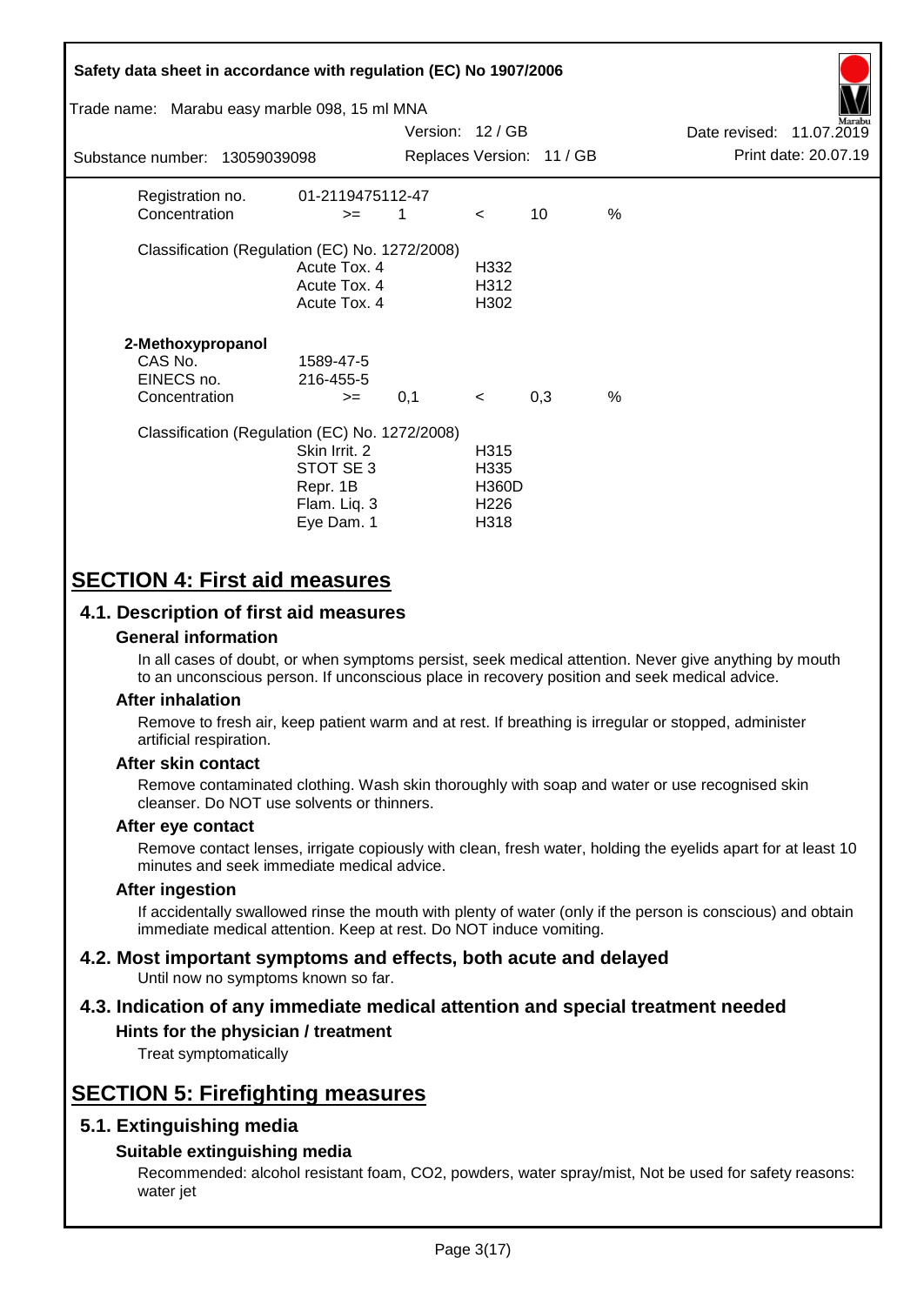| | | | | | |
|---|---|---|---|---|---|
| Registration no. | 01-2119475112-47 | | | | |
| Concentration | >= | 1 | < | 10 | % |

Classification (Regulation (EC) No. 1272/2008)

| | |
|---|---|
| Acute Tox. 4 | H332 |
| Acute Tox. 4 | H312 |
| Acute Tox. 4 | H302 |

**2-Methoxypropanol**

| | | | | | |
|---|---|---|---|---|---|
| CAS No. | 1589-47-5 | | | | |
| EINECS no. | 216-455-5 | | | | |
| Concentration | >= | 0,1 | < | 0,3 | % |

Classification (Regulation (EC) No. 1272/2008)

| | |
|---|---|
| Skin Irrit. 2 | H315 |
| STOT SE 3 | H335 |
| Repr. 1B | H360D |
| Flam. Liq. 3 | H226 |
| Eye Dam. 1 | H318 |

# SECTION 4: First aid measures

## 4.1. Description of first aid measures

### General information

In all cases of doubt, or when symptoms persist, seek medical attention. Never give anything by mouth to an unconscious person. If unconscious place in recovery position and seek medical advice.

### After inhalation

Remove to fresh air, keep patient warm and at rest. If breathing is irregular or stopped, administer artificial respiration.

### After skin contact

Remove contaminated clothing. Wash skin thoroughly with soap and water or use recognised skin cleanser. Do NOT use solvents or thinners.

### After eye contact

Remove contact lenses, irrigate copiously with clean, fresh water, holding the eyelids apart for at least 10 minutes and seek immediate medical advice.

### After ingestion

If accidentally swallowed rinse the mouth with plenty of water (only if the person is conscious) and obtain immediate medical attention. Keep at rest. Do NOT induce vomiting.

## 4.2. Most important symptoms and effects, both acute and delayed

Until now no symptoms known so far.

## 4.3. Indication of any immediate medical attention and special treatment needed

### Hints for the physician / treatment

Treat symptomatically

# SECTION 5: Firefighting measures

## 5.1. Extinguishing media

### Suitable extinguishing media

Recommended: alcohol resistant foam, $CO_2$, powders, water spray/mist, Not be used for safety reasons: water jet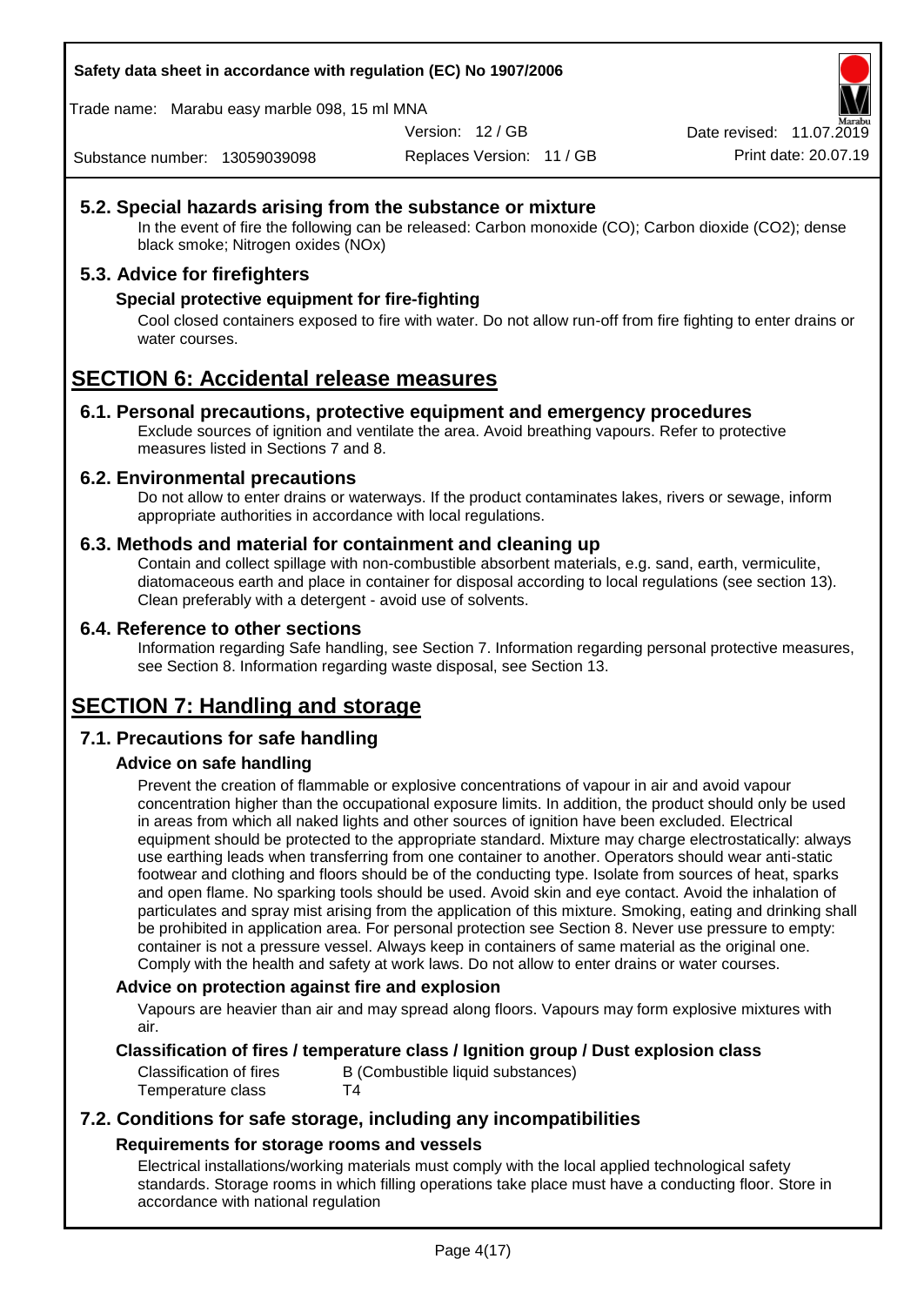## 5.2. Special hazards arising from the substance or mixture

In the event of fire the following can be released: Carbon monoxide (CO); Carbon dioxide ($CO_2$); dense black smoke; Nitrogen oxides (NOx)

## 5.3. Advice for firefighters

### Special protective equipment for fire-fighting

Cool closed containers exposed to fire with water. Do not allow run-off from fire fighting to enter drains or water courses.

# SECTION 6: Accidental release measures

## 6.1. Personal precautions, protective equipment and emergency procedures

Exclude sources of ignition and ventilate the area. Avoid breathing vapours. Refer to protective measures listed in Sections 7 and 8.

## 6.2. Environmental precautions

Do not allow to enter drains or waterways. If the product contaminates lakes, rivers or sewage, inform appropriate authorities in accordance with local regulations.

## 6.3. Methods and material for containment and cleaning up

Contain and collect spillage with non-combustible absorbent materials, e.g. sand, earth, vermiculite, diatomaceous earth and place in container for disposal according to local regulations (see section 13). Clean preferably with a detergent - avoid use of solvents.

## 6.4. Reference to other sections

Information regarding Safe handling, see Section 7. Information regarding personal protective measures, see Section 8. Information regarding waste disposal, see Section 13.

# SECTION 7: Handling and storage

## 7.1. Precautions for safe handling

### Advice on safe handling

Prevent the creation of flammable or explosive concentrations of vapour in air and avoid vapour concentration higher than the occupational exposure limits. In addition, the product should only be used in areas from which all naked lights and other sources of ignition have been excluded. Electrical equipment should be protected to the appropriate standard. Mixture may charge electrostatically: always use earthing leads when transferring from one container to another. Operators should wear anti-static footwear and clothing and floors should be of the conducting type. Isolate from sources of heat, sparks and open flame. No sparking tools should be used. Avoid skin and eye contact. Avoid the inhalation of particulates and spray mist arising from the application of this mixture. Smoking, eating and drinking shall be prohibited in application area. For personal protection see Section 8. Never use pressure to empty: container is not a pressure vessel. Always keep in containers of same material as the original one. Comply with the health and safety at work laws. Do not allow to enter drains or water courses.

### Advice on protection against fire and explosion

Vapours are heavier than air and may spread along floors. Vapours may form explosive mixtures with air.

### Classification of fires / temperature class / Ignition group / Dust explosion class

| | |
|---|---|
| Classification of fires | B (Combustible liquid substances) |
| Temperature class | T4 |

## 7.2. Conditions for safe storage, including any incompatibilities

### Requirements for storage rooms and vessels

Electrical installations/working materials must comply with the local applied technological safety standards. Storage rooms in which filling operations take place must have a conducting floor. Store in accordance with national regulation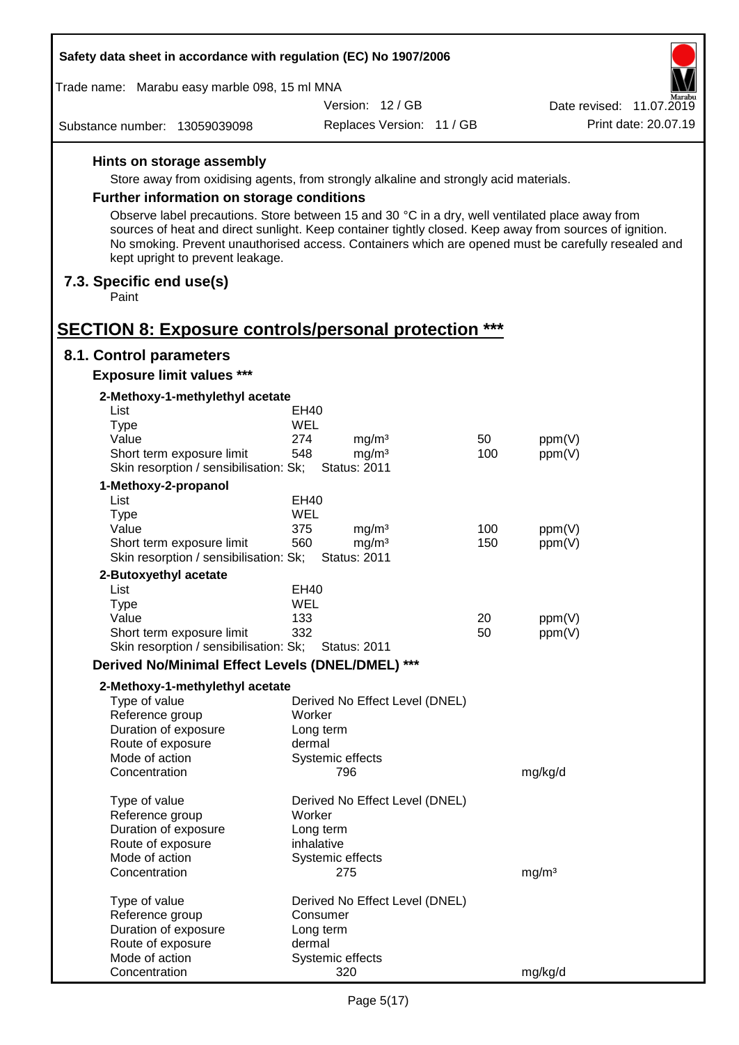### Hints on storage assembly

Store away from oxidising agents, from strongly alkaline and strongly acid materials.

### Further information on storage conditions

Observe label precautions. Store between 15 and 30 °C in a dry, well ventilated place away from sources of heat and direct sunlight. Keep container tightly closed. Keep away from sources of ignition. No smoking. Prevent unauthorised access. Containers which are opened must be carefully resealed and kept upright to prevent leakage.

## 7.3. Specific end use(s)

Paint

# SECTION 8: Exposure controls/personal protection ***

## 8.1. Control parameters

### Exposure limit values ***

**2-Methoxy-1-methylethyl acetate**

| | | | | |
|---|---|---|---|---|
| List | EH40 | | | |
| Type | WEL | | | |
| Value | 274 | mg/m³ | 50 | ppm(V) |
| Short term exposure limit | 548 | mg/m³ | 100 | ppm(V) |
| Skin resorption / sensibilisation: Sk; | Status: 2011 | | | |

**1-Methoxy-2-propanol**

| | | | | |
|---|---|---|---|---|
| List | EH40 | | | |
| Type | WEL | | | |
| Value | 375 | mg/m³ | 100 | ppm(V) |
| Short term exposure limit | 560 | mg/m³ | 150 | ppm(V) |
| Skin resorption / sensibilisation: Sk; | Status: 2011 | | | |

**2-Butoxyethyl acetate**

| | | | | |
|---|---|---|---|---|
| List | EH40 | | | |
| Type | WEL | | | |
| Value | 133 | | 20 | ppm(V) |
| Short term exposure limit | 332 | | 50 | ppm(V) |
| Skin resorption / sensibilisation: Sk; | Status: 2011 | | | |

### Derived No/Minimal Effect Levels (DNEL/DMEL) ***

**2-Methoxy-1-methylethyl acetate**

| | | |
|---|---|---|
| Type of value | Derived No Effect Level (DNEL) | |
| Reference group | Worker | |
| Duration of exposure | Long term | |
| Route of exposure | dermal | |
| Mode of action | Systemic effects | |
| Concentration | 796 | mg/kg/d |

| | | |
|---|---|---|
| Type of value | Derived No Effect Level (DNEL) | |
| Reference group | Worker | |
| Duration of exposure | Long term | |
| Route of exposure | inhalative | |
| Mode of action | Systemic effects | |
| Concentration | 275 | mg/m³ |

| | | |
|---|---|---|
| Type of value | Derived No Effect Level (DNEL) | |
| Reference group | Consumer | |
| Duration of exposure | Long term | |
| Route of exposure | dermal | |
| Mode of action | Systemic effects | |
| Concentration | 320 | mg/kg/d |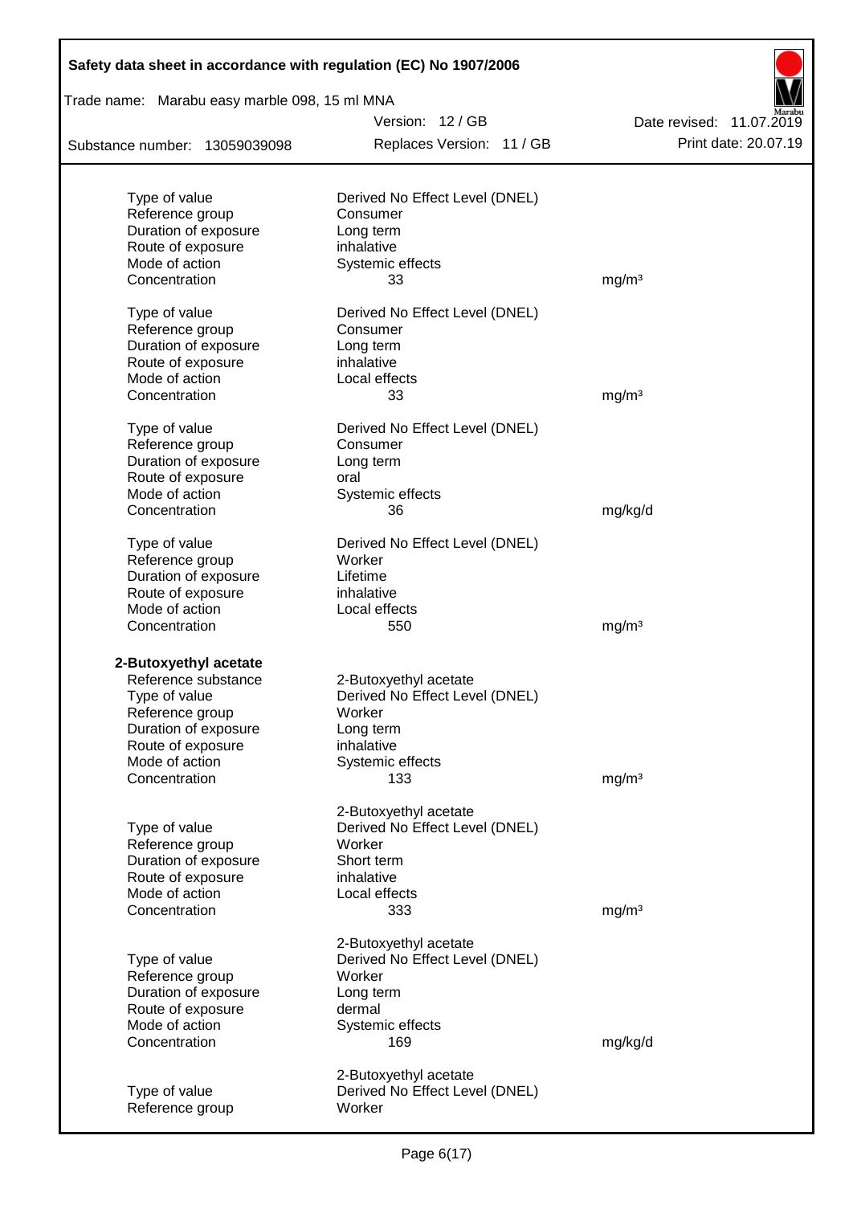| | | |
|---|---|---|
| Type of value | Derived No Effect Level (DNEL) | |
| Reference group | Consumer | |
| Duration of exposure | Long term | |
| Route of exposure | inhalative | |
| Mode of action | Systemic effects | |
| Concentration | 33 | mg/m³ |

| | | |
|---|---|---|
| Type of value | Derived No Effect Level (DNEL) | |
| Reference group | Consumer | |
| Duration of exposure | Long term | |
| Route of exposure | inhalative | |
| Mode of action | Local effects | |
| Concentration | 33 | mg/m³ |

| | | |
|---|---|---|
| Type of value | Derived No Effect Level (DNEL) | |
| Reference group | Consumer | |
| Duration of exposure | Long term | |
| Route of exposure | oral | |
| Mode of action | Systemic effects | |
| Concentration | 36 | mg/kg/d |

| | | |
|---|---|---|
| Type of value | Derived No Effect Level (DNEL) | |
| Reference group | Worker | |
| Duration of exposure | Lifetime | |
| Route of exposure | inhalative | |
| Mode of action | Local effects | |
| Concentration | 550 | mg/m³ |

**2-Butoxyethyl acetate**

| | | |
|---|---|---|
| Reference substance | 2-Butoxyethyl acetate | |
| Type of value | Derived No Effect Level (DNEL) | |
| Reference group | Worker | |
| Duration of exposure | Long term | |
| Route of exposure | inhalative | |
| Mode of action | Systemic effects | |
| Concentration | 133 | mg/m³ |

| | | |
|---|---|---|
| | 2-Butoxyethyl acetate | |
| Type of value | Derived No Effect Level (DNEL) | |
| Reference group | Worker | |
| Duration of exposure | Short term | |
| Route of exposure | inhalative | |
| Mode of action | Local effects | |
| Concentration | 333 | mg/m³ |

| | | |
|---|---|---|
| | 2-Butoxyethyl acetate | |
| Type of value | Derived No Effect Level (DNEL) | |
| Reference group | Worker | |
| Duration of exposure | Long term | |
| Route of exposure | dermal | |
| Mode of action | Systemic effects | |
| Concentration | 169 | mg/kg/d |

| | |
|---|---|
| | 2-Butoxyethyl acetate |
| Type of value | Derived No Effect Level (DNEL) |
| Reference group | Worker |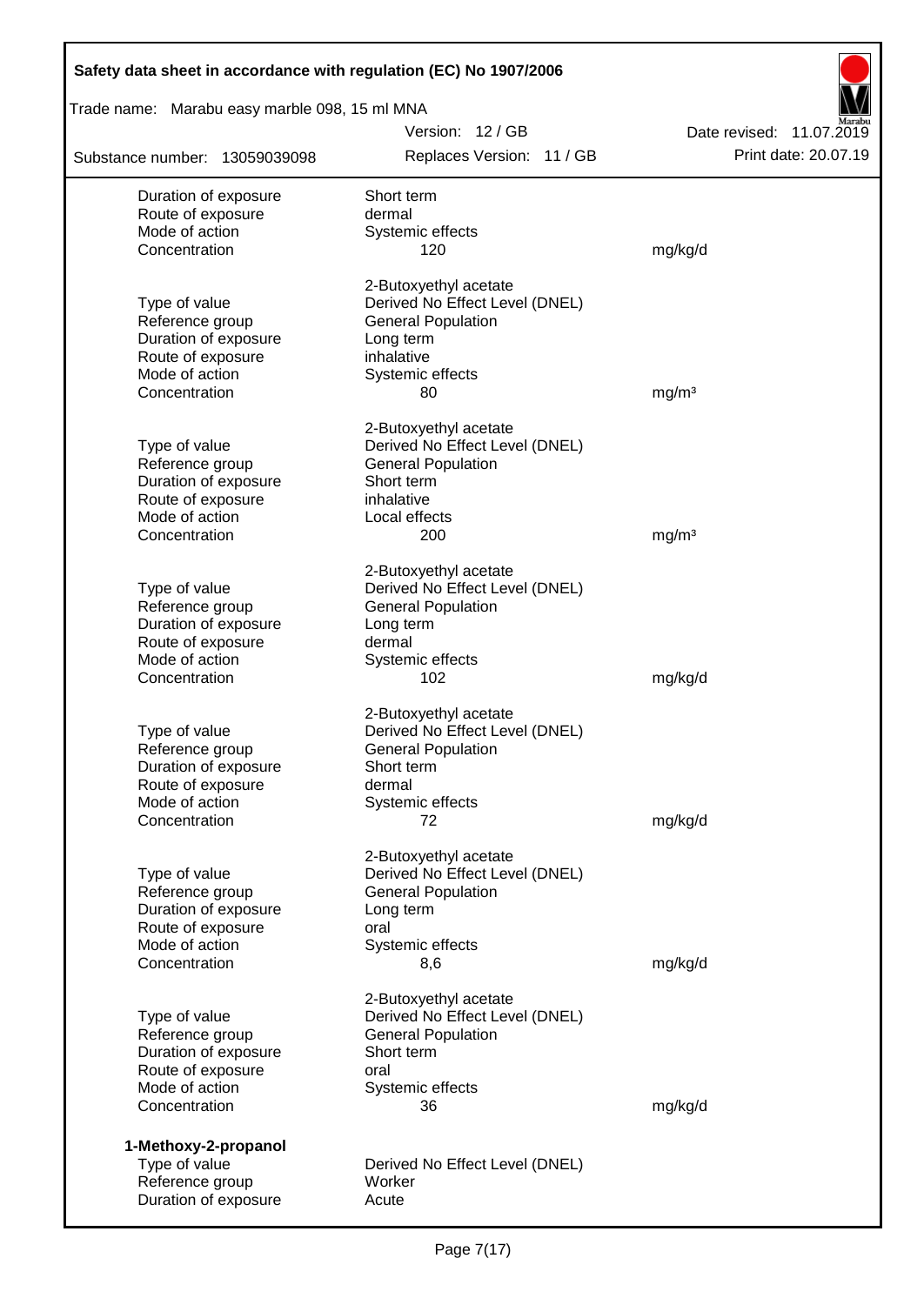| | | |
|---|---|---|
| Duration of exposure | Short term | |
| Route of exposure | dermal | |
| Mode of action | Systemic effects | |
| Concentration | 120 | mg/kg/d |
| | 2-Butoxyethyl acetate | |
| Type of value | Derived No Effect Level (DNEL) | |
| Reference group | General Population | |
| Duration of exposure | Long term | |
| Route of exposure | inhalative | |
| Mode of action | Systemic effects | |
| Concentration | 80 | mg/m³ |
| | 2-Butoxyethyl acetate | |
| Type of value | Derived No Effect Level (DNEL) | |
| Reference group | General Population | |
| Duration of exposure | Short term | |
| Route of exposure | inhalative | |
| Mode of action | Local effects | |
| Concentration | 200 | mg/m³ |
| | 2-Butoxyethyl acetate | |
| Type of value | Derived No Effect Level (DNEL) | |
| Reference group | General Population | |
| Duration of exposure | Long term | |
| Route of exposure | dermal | |
| Mode of action | Systemic effects | |
| Concentration | 102 | mg/kg/d |
| | 2-Butoxyethyl acetate | |
| Type of value | Derived No Effect Level (DNEL) | |
| Reference group | General Population | |
| Duration of exposure | Short term | |
| Route of exposure | dermal | |
| Mode of action | Systemic effects | |
| Concentration | 72 | mg/kg/d |
| | 2-Butoxyethyl acetate | |
| Type of value | Derived No Effect Level (DNEL) | |
| Reference group | General Population | |
| Duration of exposure | Long term | |
| Route of exposure | oral | |
| Mode of action | Systemic effects | |
| Concentration | 8,6 | mg/kg/d |
| | 2-Butoxyethyl acetate | |
| Type of value | Derived No Effect Level (DNEL) | |
| Reference group | General Population | |
| Duration of exposure | Short term | |
| Route of exposure | oral | |
| Mode of action | Systemic effects | |
| Concentration | 36 | mg/kg/d |

**1-Methoxy-2-propanol**

| | | |
|---|---|---|
| Type of value | Derived No Effect Level (DNEL) | |
| Reference group | Worker | |
| Duration of exposure | Acute | |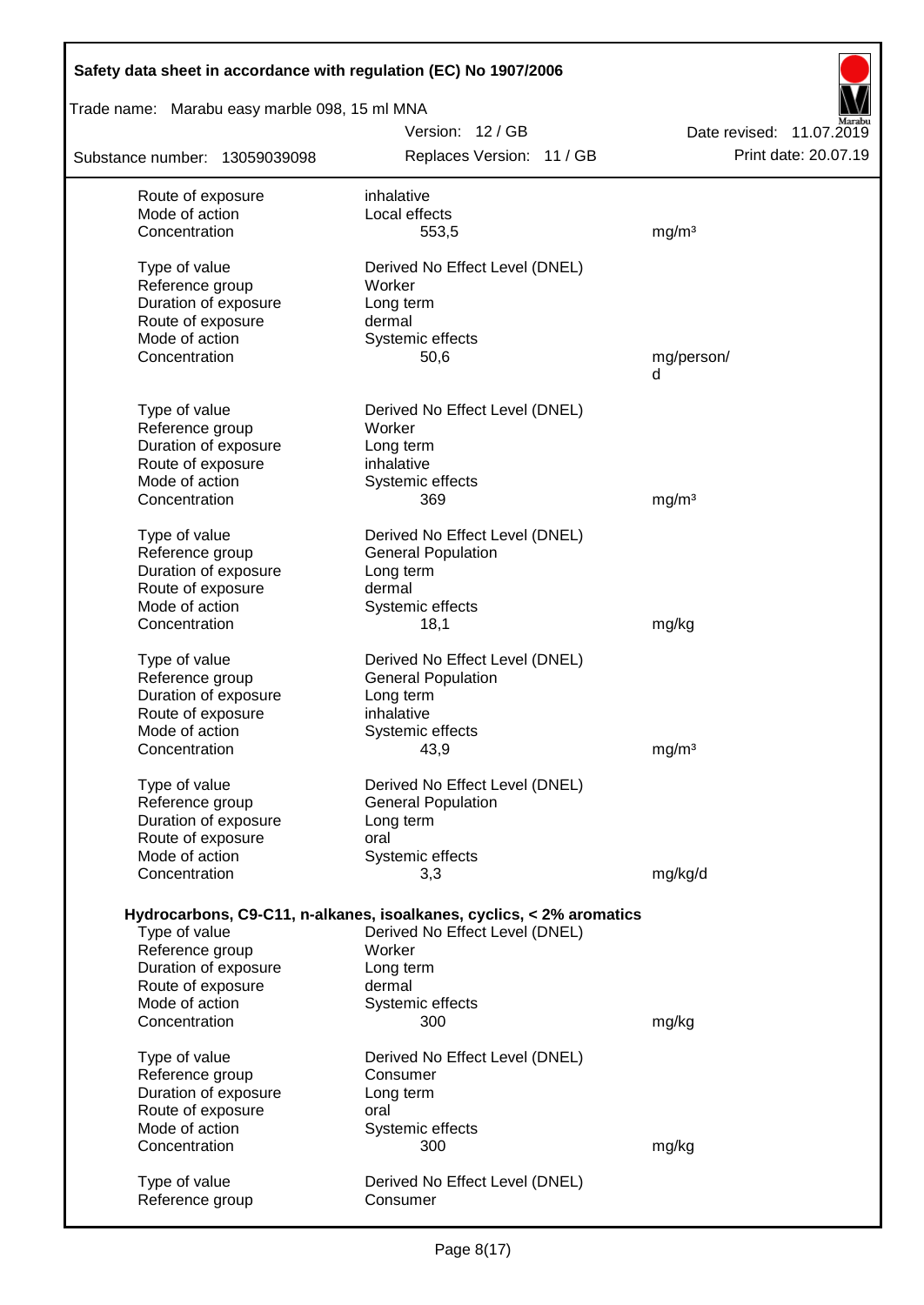| | | |
|---|---|---|
| Route of exposure | inhalative | |
| Mode of action | Local effects | |
| Concentration | 553,5 | mg/m³ |
| | | |
| Type of value | Derived No Effect Level (DNEL) | |
| Reference group | Worker | |
| Duration of exposure | Long term | |
| Route of exposure | dermal | |
| Mode of action | Systemic effects | |
| Concentration | 50,6 | mg/person/d |
| | | |
| Type of value | Derived No Effect Level (DNEL) | |
| Reference group | Worker | |
| Duration of exposure | Long term | |
| Route of exposure | inhalative | |
| Mode of action | Systemic effects | |
| Concentration | 369 | mg/m³ |
| | | |
| Type of value | Derived No Effect Level (DNEL) | |
| Reference group | General Population | |
| Duration of exposure | Long term | |
| Route of exposure | dermal | |
| Mode of action | Systemic effects | |
| Concentration | 18,1 | mg/kg |
| | | |
| Type of value | Derived No Effect Level (DNEL) | |
| Reference group | General Population | |
| Duration of exposure | Long term | |
| Route of exposure | inhalative | |
| Mode of action | Systemic effects | |
| Concentration | 43,9 | mg/m³ |
| | | |
| Type of value | Derived No Effect Level (DNEL) | |
| Reference group | General Population | |
| Duration of exposure | Long term | |
| Route of exposure | oral | |
| Mode of action | Systemic effects | |
| Concentration | 3,3 | mg/kg/d |

**Hydrocarbons, C9-C11, n-alkanes, isoalkanes, cyclics, < 2% aromatics**

| | | |
|---|---|---|
| Type of value | Derived No Effect Level (DNEL) | |
| Reference group | Worker | |
| Duration of exposure | Long term | |
| Route of exposure | dermal | |
| Mode of action | Systemic effects | |
| Concentration | 300 | mg/kg |
| | | |
| Type of value | Derived No Effect Level (DNEL) | |
| Reference group | Consumer | |
| Duration of exposure | Long term | |
| Route of exposure | oral | |
| Mode of action | Systemic effects | |
| Concentration | 300 | mg/kg |
| | | |
| Type of value | Derived No Effect Level (DNEL) | |
| Reference group | Consumer | |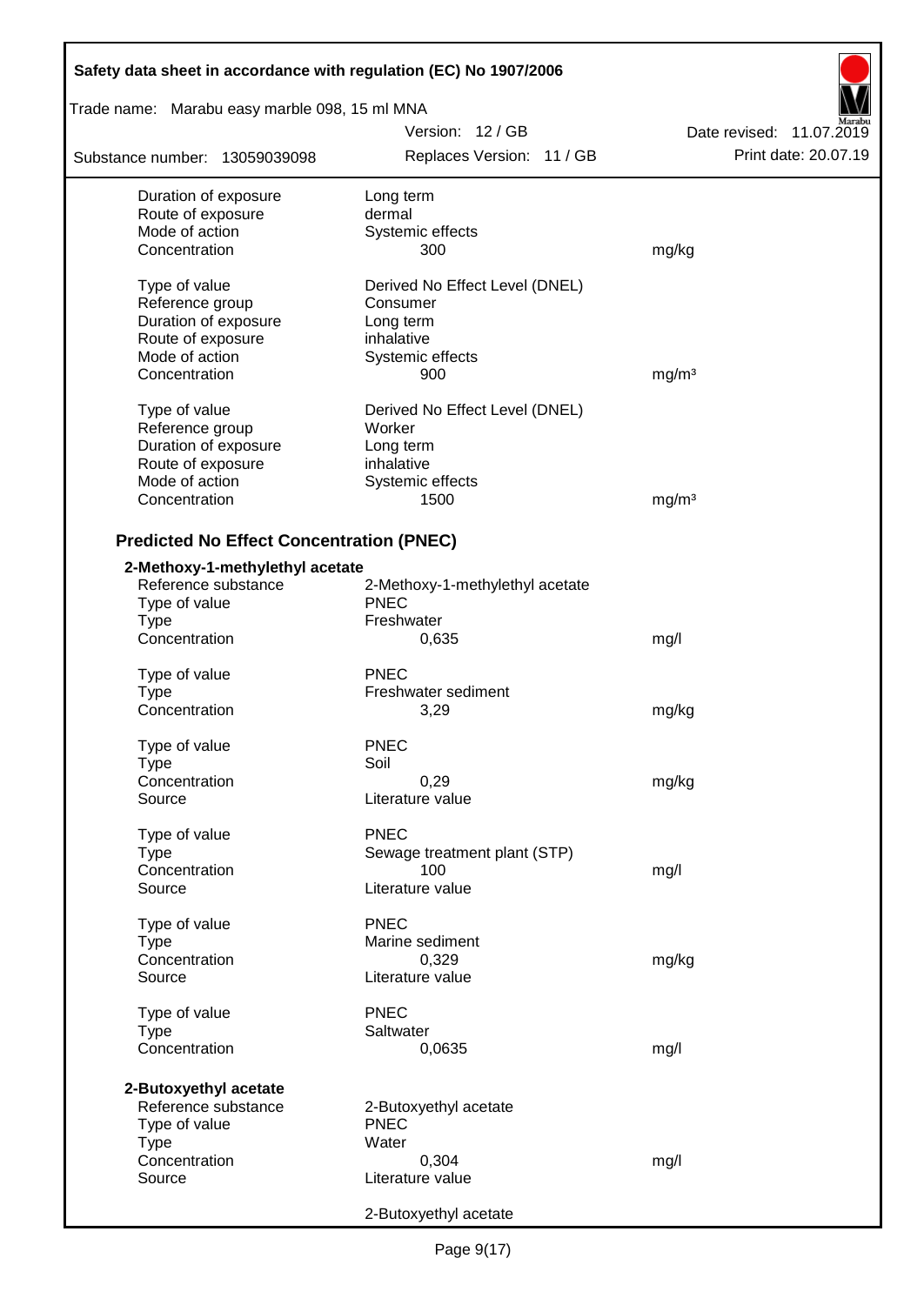| | | |
|---|---|---|
| Duration of exposure | Long term | |
| Route of exposure | dermal | |
| Mode of action | Systemic effects | |
| Concentration | 300 | mg/kg |
| | | |
| Type of value | Derived No Effect Level (DNEL) | |
| Reference group | Consumer | |
| Duration of exposure | Long term | |
| Route of exposure | inhalative | |
| Mode of action | Systemic effects | |
| Concentration | 900 | mg/m³ |
| | | |
| Type of value | Derived No Effect Level (DNEL) | |
| Reference group | Worker | |
| Duration of exposure | Long term | |
| Route of exposure | inhalative | |
| Mode of action | Systemic effects | |
| Concentration | 1500 | mg/m³ |

## Predicted No Effect Concentration (PNEC)

**2-Methoxy-1-methylethyl acetate**

| | | |
|---|---|---|
| Reference substance | 2-Methoxy-1-methylethyl acetate | |
| Type of value | PNEC | |
| Type | Freshwater | |
| Concentration | 0,635 | mg/l |
| | | |
| Type of value | PNEC | |
| Type | Freshwater sediment | |
| Concentration | 3,29 | mg/kg |
| | | |
| Type of value | PNEC | |
| Type | Soil | |
| Concentration | 0,29 | mg/kg |
| Source | Literature value | |
| | | |
| Type of value | PNEC | |
| Type | Sewage treatment plant (STP) | |
| Concentration | 100 | mg/l |
| Source | Literature value | |
| | | |
| Type of value | PNEC | |
| Type | Marine sediment | |
| Concentration | 0,329 | mg/kg |
| Source | Literature value | |
| | | |
| Type of value | PNEC | |
| Type | Saltwater | |
| Concentration | 0,0635 | mg/l |

**2-Butoxyethyl acetate**

| | | |
|---|---|---|
| Reference substance | 2-Butoxyethyl acetate | |
| Type of value | PNEC | |
| Type | Water | |
| Concentration | 0,304 | mg/l |
| Source | Literature value | |
| | | |
| | 2-Butoxyethyl acetate | |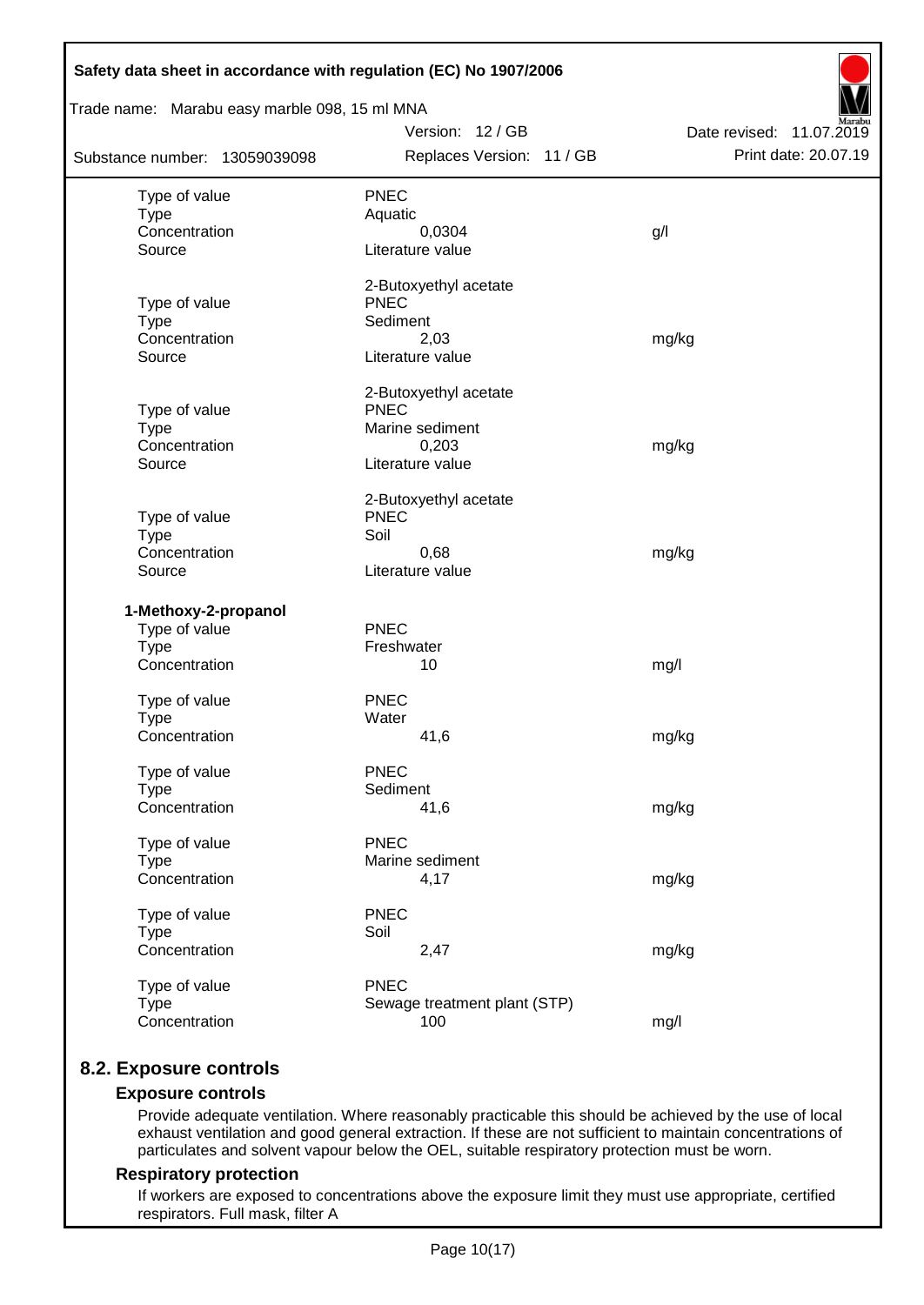| | | |
|---|---|---|
| Type of value | PNEC | |
| Type | Aquatic | |
| Concentration | 0,0304 | g/l |
| Source | Literature value | |
| | 2-Butoxyethyl acetate | |
| Type of value | PNEC | |
| Type | Sediment | |
| Concentration | 2,03 | mg/kg |
| Source | Literature value | |
| | 2-Butoxyethyl acetate | |
| Type of value | PNEC | |
| Type | Marine sediment | |
| Concentration | 0,203 | mg/kg |
| Source | Literature value | |
| | 2-Butoxyethyl acetate | |
| Type of value | PNEC | |
| Type | Soil | |
| Concentration | 0,68 | mg/kg |
| Source | Literature value | |

**1-Methoxy-2-propanol**

| | | |
|---|---|---|
| Type of value | PNEC | |
| Type | Freshwater | |
| Concentration | 10 | mg/l |
| Type of value | PNEC | |
| Type | Water | |
| Concentration | 41,6 | mg/kg |
| Type of value | PNEC | |
| Type | Sediment | |
| Concentration | 41,6 | mg/kg |
| Type of value | PNEC | |
| Type | Marine sediment | |
| Concentration | 4,17 | mg/kg |
| Type of value | PNEC | |
| Type | Soil | |
| Concentration | 2,47 | mg/kg |
| Type of value | PNEC | |
| Type | Sewage treatment plant (STP) | |
| Concentration | 100 | mg/l |

## 8.2. Exposure controls

### Exposure controls

Provide adequate ventilation. Where reasonably practicable this should be achieved by the use of local exhaust ventilation and good general extraction. If these are not sufficient to maintain concentrations of particulates and solvent vapour below the OEL, suitable respiratory protection must be worn.

### Respiratory protection

If workers are exposed to concentrations above the exposure limit they must use appropriate, certified respirators. Full mask, filter A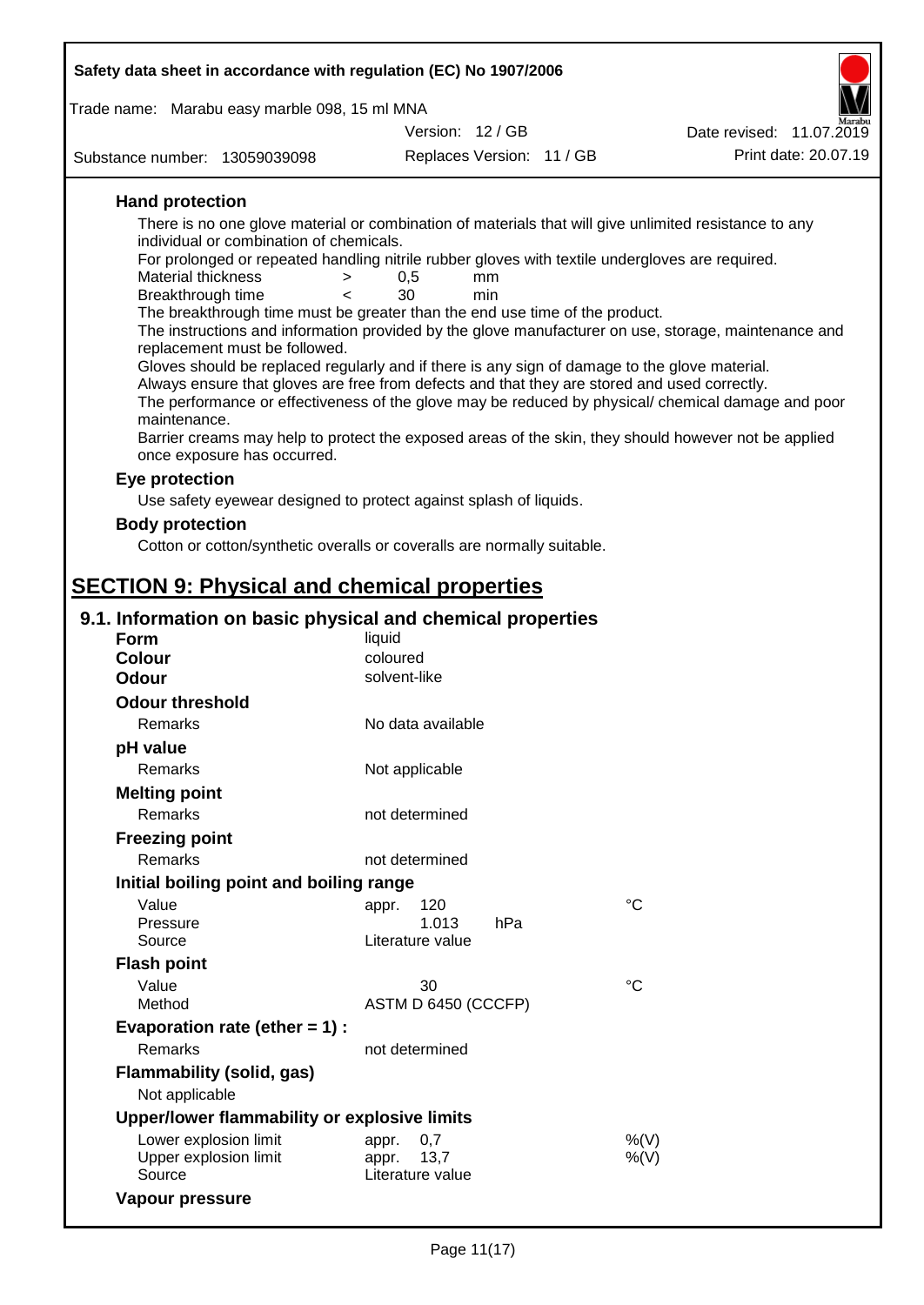**Hand protection**

There is no one glove material or combination of materials that will give unlimited resistance to any individual or combination of chemicals.

For prolonged or repeated handling nitrile rubber gloves with textile undergloves are required.

| | | | |
|---|---|---|---|
| Material thickness | > | 0,5 | mm |
| Breakthrough time | < | 30 | min |

The breakthrough time must be greater than the end use time of the product.

The instructions and information provided by the glove manufacturer on use, storage, maintenance and replacement must be followed.

Gloves should be replaced regularly and if there is any sign of damage to the glove material.

Always ensure that gloves are free from defects and that they are stored and used correctly.

The performance or effectiveness of the glove may be reduced by physical/ chemical damage and poor maintenance.

Barrier creams may help to protect the exposed areas of the skin, they should however not be applied once exposure has occurred.

**Eye protection**

Use safety eyewear designed to protect against splash of liquids.

**Body protection**

Cotton or cotton/synthetic overalls or coveralls are normally suitable.

# SECTION 9: Physical and chemical properties

## 9.1. Information on basic physical and chemical properties

**Form** liquid
**Colour** coloured
**Odour** solvent-like

**Odour threshold**
Remarks: No data available

**pH value**
Remarks: Not applicable

**Melting point**
Remarks: not determined

**Freezing point**
Remarks: not determined

**Initial boiling point and boiling range**

| | | |
|---|---|---|
| Value | appr. 120 | °C |
| Pressure | 1.013 hPa | |
| Source | Literature value | |

**Flash point**

| | | |
|---|---|---|
| Value | 30 | °C |
| Method | ASTM D 6450 (CCCFP) | |

**Evaporation rate (ether = 1) :**
Remarks: not determined

**Flammability (solid, gas)**
Not applicable

**Upper/lower flammability or explosive limits**

| | | |
|---|---|---|
| Lower explosion limit | appr. 0,7 | %(V) |
| Upper explosion limit | appr. 13,7 | %(V) |
| Source | Literature value | |

**Vapour pressure**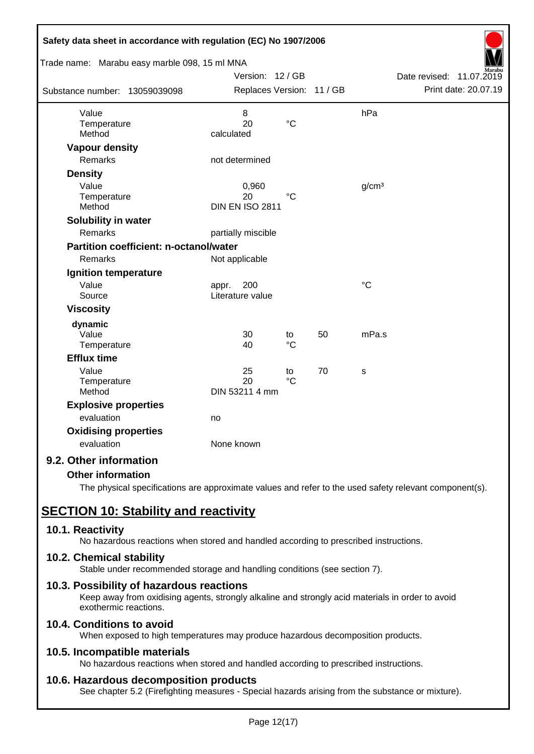| | | | | |
|---|---|---|---|---|
| Value | 8 | | | hPa |
| Temperature | 20 | °C | | |
| Method | calculated | | | |

**Vapour density**

| | |
|---|---|
| Remarks | not determined |

**Density**

| | | | |
|---|---|---|---|
| Value | 0,960 | | g/cm³ |
| Temperature | 20 | °C | |
| Method | DIN EN ISO 2811 | | |

**Solubility in water**

| | |
|---|---|
| Remarks | partially miscible |

**Partition coefficient: n-octanol/water**

| | |
|---|---|
| Remarks | Not applicable |

**Ignition temperature**

| | | |
|---|---|---|
| Value | appr. 200 | °C |
| Source | Literature value | |

**Viscosity**

**dynamic**

| | | | | |
|---|---|---|---|---|
| Value | 30 | to | 50 | mPa.s |
| Temperature | 40 | °C | | |

**Efflux time**

| | | | | |
|---|---|---|---|---|
| Value | 25 | to | 70 | s |
| Temperature | 20 | °C | | |
| Method | DIN 53211 4 mm | | | |

**Explosive properties**

| | |
|---|---|
| evaluation | no |

**Oxidising properties**

| | |
|---|---|
| evaluation | None known |

### 9.2. Other information

**Other information**

The physical specifications are approximate values and refer to the used safety relevant component(s).

## SECTION 10: Stability and reactivity

### 10.1. Reactivity

No hazardous reactions when stored and handled according to prescribed instructions.

### 10.2. Chemical stability

Stable under recommended storage and handling conditions (see section 7).

### 10.3. Possibility of hazardous reactions

Keep away from oxidising agents, strongly alkaline and strongly acid materials in order to avoid exothermic reactions.

### 10.4. Conditions to avoid

When exposed to high temperatures may produce hazardous decomposition products.

### 10.5. Incompatible materials

No hazardous reactions when stored and handled according to prescribed instructions.

### 10.6. Hazardous decomposition products

See chapter 5.2 (Firefighting measures - Special hazards arising from the substance or mixture).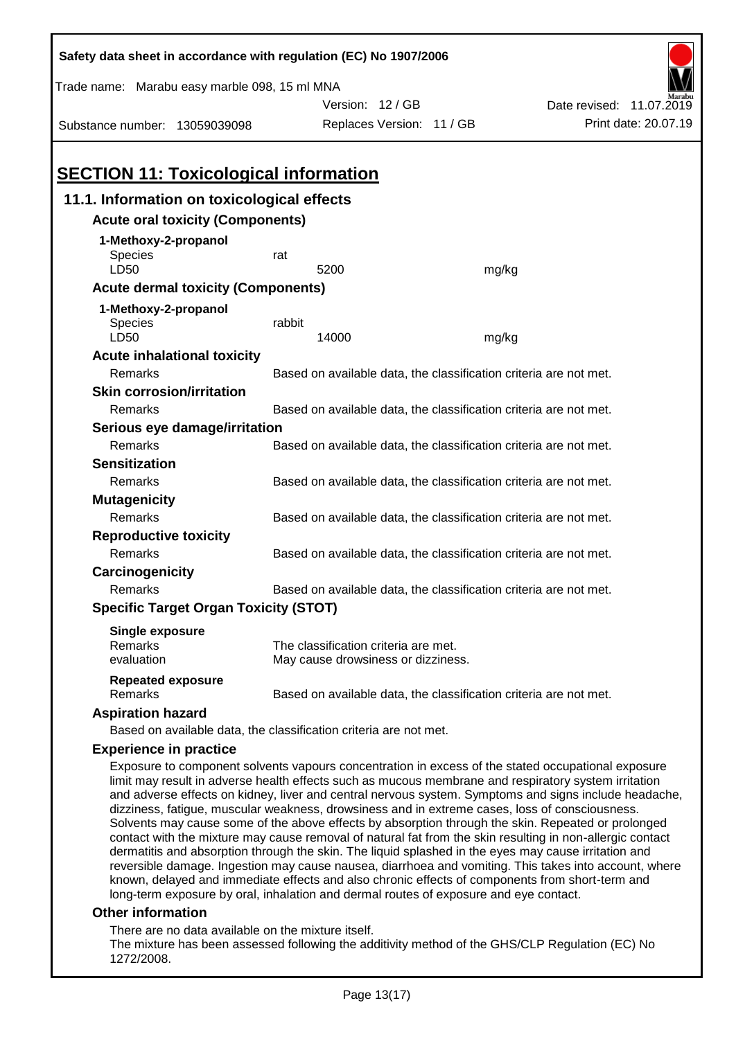Safety data sheet in accordance with regulation (EC) No 1907/2006

Trade name: Marabu easy marble 098, 15 ml MNA

Version: 12 / GB

Date revised: 11.07.2019

Substance number: 13059039098

Replaces Version: 11 / GB

Print date: 20.07.19

# SECTION 11: Toxicological information

## 11.1. Information on toxicological effects

### Acute oral toxicity (Components)

**1-Methoxy-2-propanol**

| | | |
|---|---|---|
| Species | rat | |
| LD50 | 5200 | mg/kg |

### Acute dermal toxicity (Components)

**1-Methoxy-2-propanol**

| | | |
|---|---|---|
| Species | rabbit | |
| LD50 | 14000 | mg/kg |

### Acute inhalational toxicity

Remarks: Based on available data, the classification criteria are not met.

### Skin corrosion/irritation

Remarks: Based on available data, the classification criteria are not met.

### Serious eye damage/irritation

Remarks: Based on available data, the classification criteria are not met.

### Sensitization

Remarks: Based on available data, the classification criteria are not met.

### Mutagenicity

Remarks: Based on available data, the classification criteria are not met.

### Reproductive toxicity

Remarks: Based on available data, the classification criteria are not met.

### Carcinogenicity

Remarks: Based on available data, the classification criteria are not met.

### Specific Target Organ Toxicity (STOT)

**Single exposure**

Remarks: The classification criteria are met.

evaluation: May cause drowsiness or dizziness.

**Repeated exposure**

Remarks: Based on available data, the classification criteria are not met.

### Aspiration hazard

Based on available data, the classification criteria are not met.

### Experience in practice

Exposure to component solvents vapours concentration in excess of the stated occupational exposure limit may result in adverse health effects such as mucous membrane and respiratory system irritation and adverse effects on kidney, liver and central nervous system. Symptoms and signs include headache, dizziness, fatigue, muscular weakness, drowsiness and in extreme cases, loss of consciousness. Solvents may cause some of the above effects by absorption through the skin. Repeated or prolonged contact with the mixture may cause removal of natural fat from the skin resulting in non-allergic contact dermatitis and absorption through the skin. The liquid splashed in the eyes may cause irritation and reversible damage. Ingestion may cause nausea, diarrhoea and vomiting. This takes into account, where known, delayed and immediate effects and also chronic effects of components from short-term and long-term exposure by oral, inhalation and dermal routes of exposure and eye contact.

### Other information

There are no data available on the mixture itself.
The mixture has been assessed following the additivity method of the GHS/CLP Regulation (EC) No 1272/2008.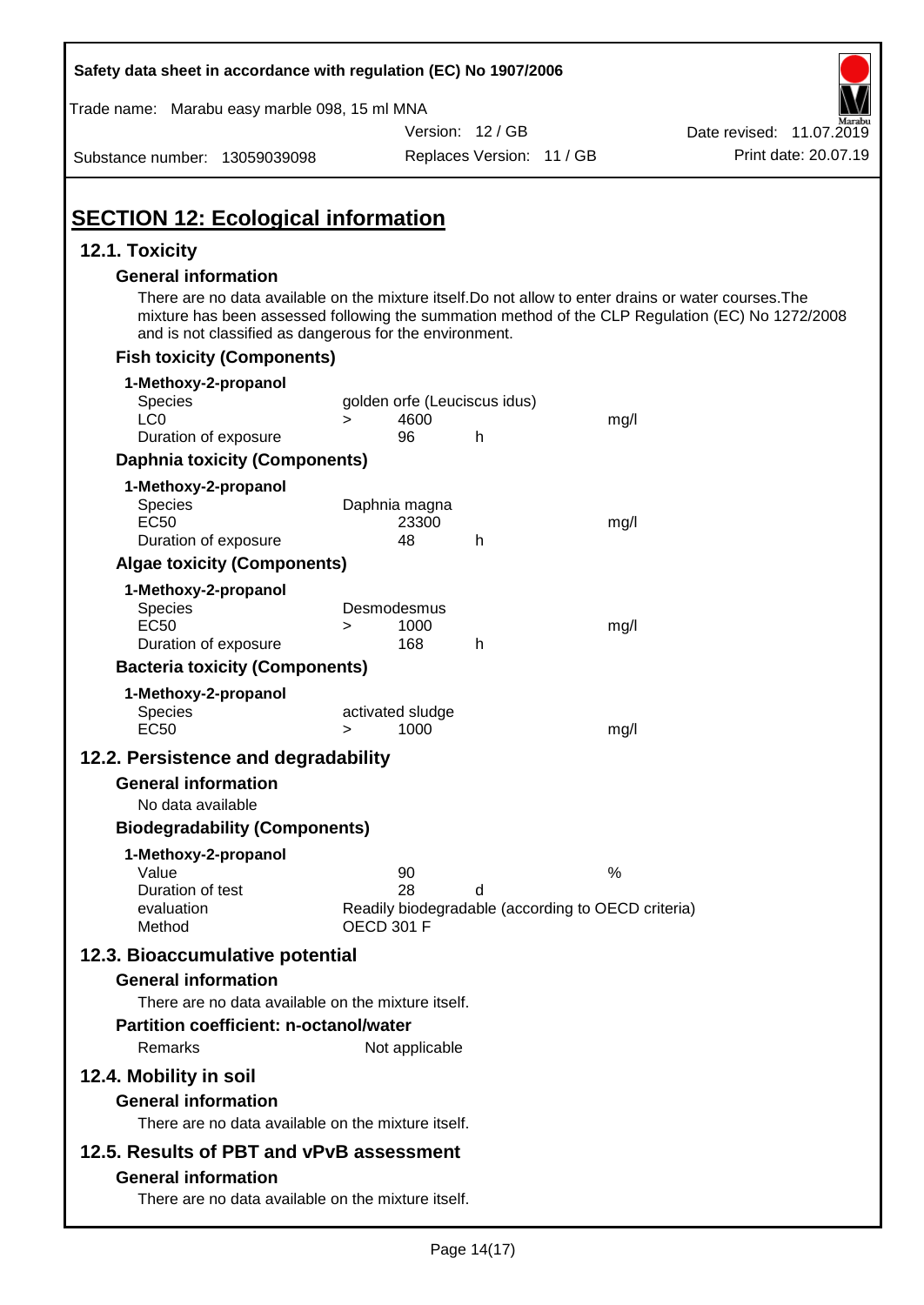## SECTION 12: Ecological information

### 12.1. Toxicity

#### General information

There are no data available on the mixture itself.Do not allow to enter drains or water courses.The mixture has been assessed following the summation method of the CLP Regulation (EC) No 1272/2008 and is not classified as dangerous for the environment.

#### Fish toxicity (Components)

**1-Methoxy-2-propanol**

| | | | | |
|---|---|---|---|---|
| Species | golden orfe (Leuciscus idus) | | | |
| LC0 | > | 4600 | | mg/l |
| Duration of exposure | | 96 | h | |

#### Daphnia toxicity (Components)

**1-Methoxy-2-propanol**

| | | | | |
|---|---|---|---|---|
| Species | Daphnia magna | | | |
| EC50 | | 23300 | | mg/l |
| Duration of exposure | | 48 | h | |

#### Algae toxicity (Components)

**1-Methoxy-2-propanol**

| | | | | |
|---|---|---|---|---|
| Species | Desmodesmus | | | |
| EC50 | > | 1000 | | mg/l |
| Duration of exposure | | 168 | h | |

#### Bacteria toxicity (Components)

**1-Methoxy-2-propanol**

| | | | |
|---|---|---|---|
| Species | activated sludge | | |
| EC50 | > | 1000 | mg/l |

### 12.2. Persistence and degradability

#### General information

No data available

#### Biodegradability (Components)

**1-Methoxy-2-propanol**

| | | | |
|---|---|---|---|
| Value | 90 | | % |
| Duration of test | 28 | d | |
| evaluation | Readily biodegradable (according to OECD criteria) | | |
| Method | OECD 301 F | | |

### 12.3. Bioaccumulative potential

#### General information

There are no data available on the mixture itself.

#### Partition coefficient: n-octanol/water

Remarks Not applicable

### 12.4. Mobility in soil

#### General information

There are no data available on the mixture itself.

### 12.5. Results of PBT and vPvB assessment

#### General information

There are no data available on the mixture itself.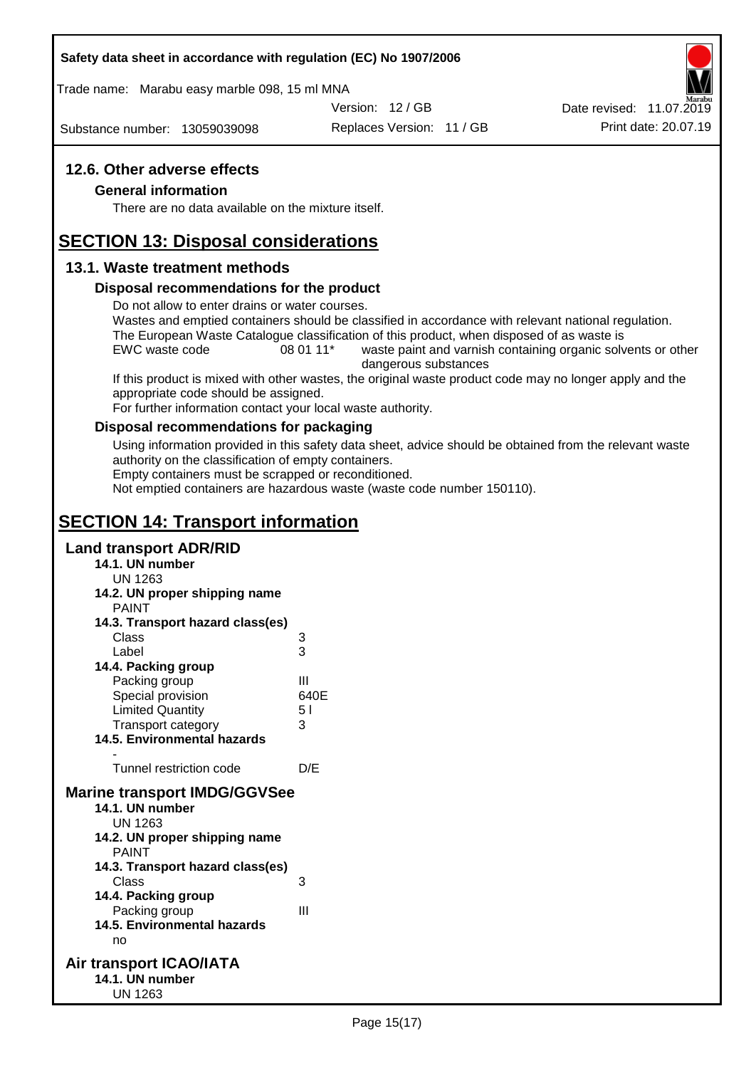## 12.6. Other adverse effects

### General information

There are no data available on the mixture itself.

# SECTION 13: Disposal considerations

## 13.1. Waste treatment methods

### Disposal recommendations for the product

Do not allow to enter drains or water courses.
Wastes and emptied containers should be classified in accordance with relevant national regulation.
The European Waste Catalogue classification of this product, when disposed of as waste is

| EWC waste code | 08 01 11* | waste paint and varnish containing organic solvents or other dangerous substances |
|---|---|---|

If this product is mixed with other wastes, the original waste product code may no longer apply and the appropriate code should be assigned.
For further information contact your local waste authority.

### Disposal recommendations for packaging

Using information provided in this safety data sheet, advice should be obtained from the relevant waste authority on the classification of empty containers.
Empty containers must be scrapped or reconditioned.
Not emptied containers are hazardous waste (waste code number 150110).

# SECTION 14: Transport information

## Land transport ADR/RID

**14.1. UN number**
UN 1263

**14.2. UN proper shipping name**
PAINT

**14.3. Transport hazard class(es)**

| | |
|---|---|
| Class | 3 |
| Label | 3 |

**14.4. Packing group**

| | |
|---|---|
| Packing group | III |
| Special provision | 640E |
| Limited Quantity | 5 l |
| Transport category | 3 |

**14.5. Environmental hazards**
-

| | |
|---|---|
| Tunnel restriction code | D/E |

## Marine transport IMDG/GGVSee

**14.1. UN number**
UN 1263

**14.2. UN proper shipping name**
PAINT

**14.3. Transport hazard class(es)**

| | |
|---|---|
| Class | 3 |

**14.4. Packing group**

| | |
|---|---|
| Packing group | III |

**14.5. Environmental hazards**
no

## Air transport ICAO/IATA

**14.1. UN number**
UN 1263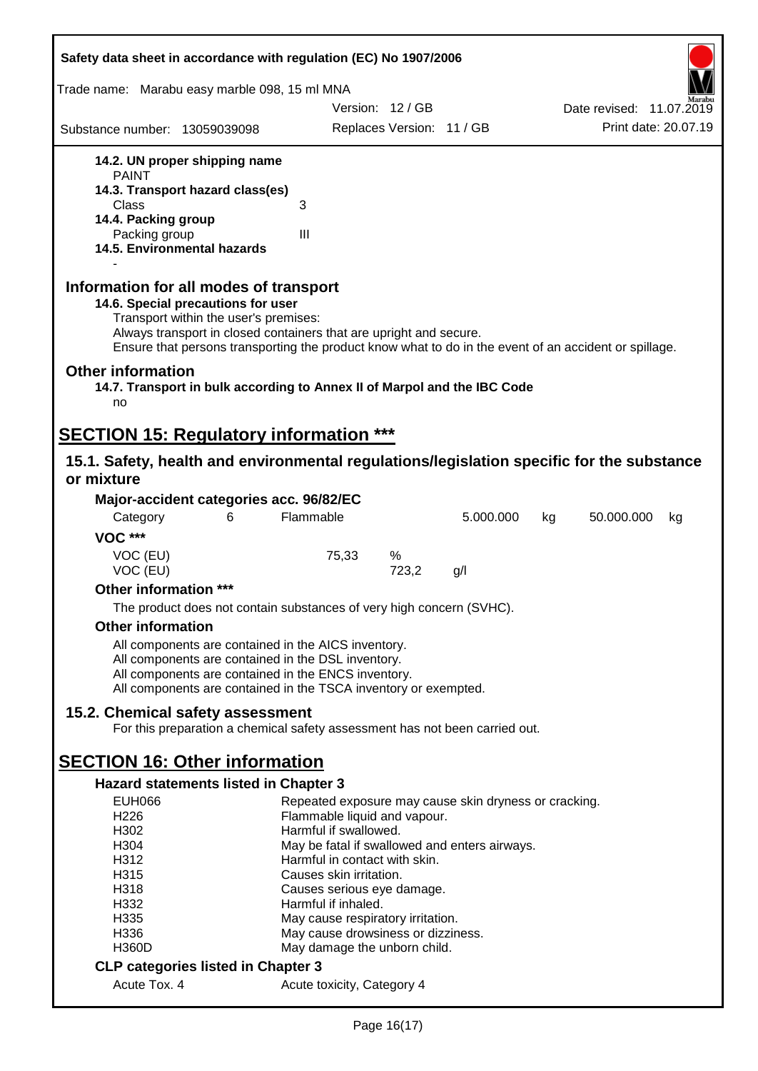**14.2. UN proper shipping name**
PAINT

**14.3. Transport hazard class(es)**

| | |
|---|---|
| Class | 3 |

**14.4. Packing group**

| | |
|---|---|
| Packing group | III |

**14.5. Environmental hazards**
-

## Information for all modes of transport

**14.6. Special precautions for user**

Transport within the user's premises:
Always transport in closed containers that are upright and secure.
Ensure that persons transporting the product know what to do in the event of an accident or spillage.

## Other information

**14.7. Transport in bulk according to Annex II of Marpol and the IBC Code**
no

# SECTION 15: Regulatory information ***

## 15.1. Safety, health and environmental regulations/legislation specific for the substance or mixture

**Major-accident categories acc. 96/82/EC**

| Category | 6 | Flammable | 5.000.000 | kg | 50.000.000 | kg |
|---|---|---|---|---|---|---|

**VOC *****

| | | | |
|---|---|---|---|
| VOC (EU) | 75,33 | % | |
| VOC (EU) | | 723,2 | g/l |

**Other information *****

The product does not contain substances of very high concern (SVHC).

**Other information**

All components are contained in the AICS inventory.
All components are contained in the DSL inventory.
All components are contained in the ENCS inventory.
All components are contained in the TSCA inventory or exempted.

## 15.2. Chemical safety assessment

For this preparation a chemical safety assessment has not been carried out.

# SECTION 16: Other information

**Hazard statements listed in Chapter 3**

| | |
|---|---|
| EUH066 | Repeated exposure may cause skin dryness or cracking. |
| H226 | Flammable liquid and vapour. |
| H302 | Harmful if swallowed. |
| H304 | May be fatal if swallowed and enters airways. |
| H312 | Harmful in contact with skin. |
| H315 | Causes skin irritation. |
| H318 | Causes serious eye damage. |
| H332 | Harmful if inhaled. |
| H335 | May cause respiratory irritation. |
| H336 | May cause drowsiness or dizziness. |
| H360D | May damage the unborn child. |

**CLP categories listed in Chapter 3**

| | |
|---|---|
| Acute Tox. 4 | Acute toxicity, Category 4 |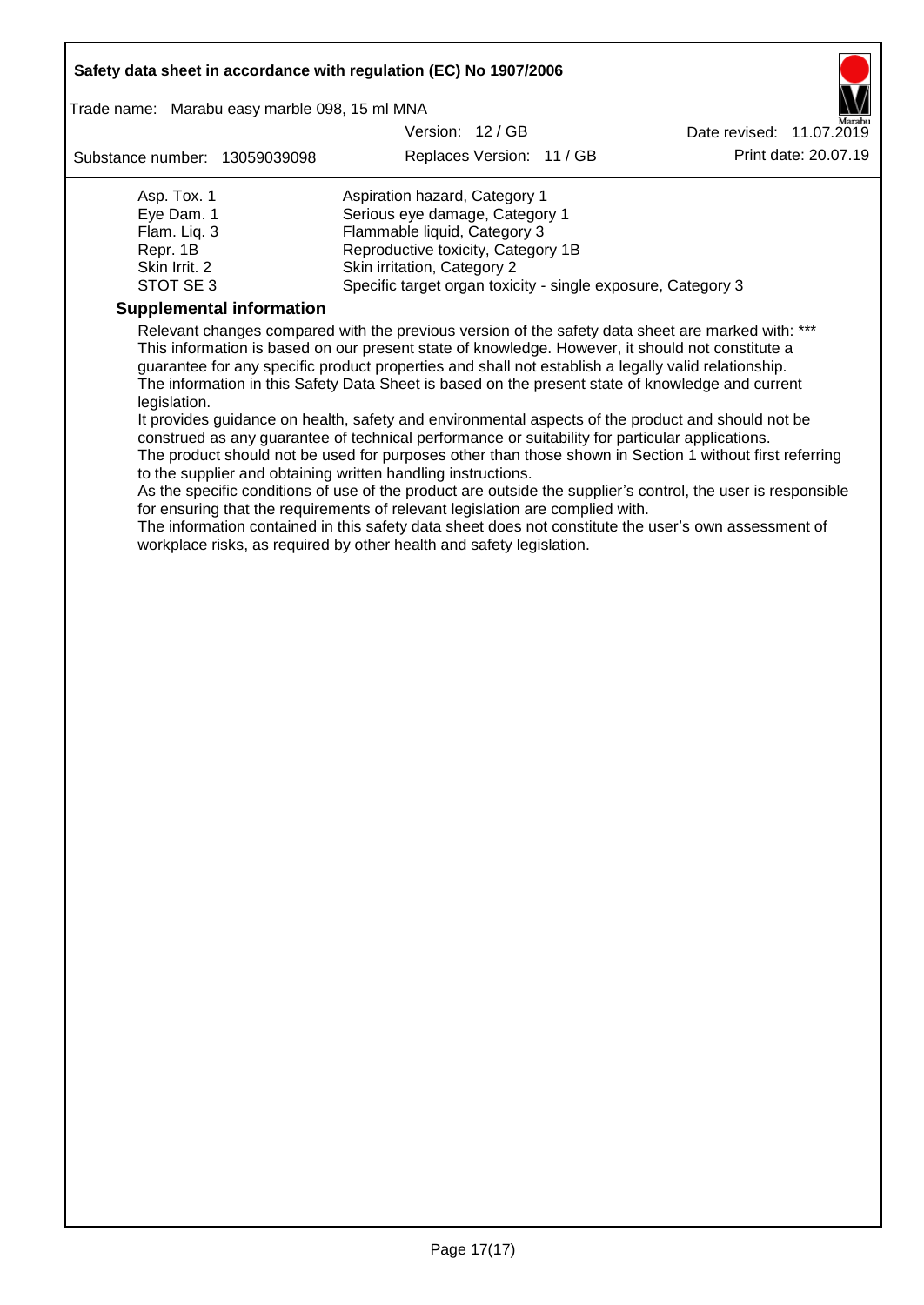| | |
|---|---|
| Asp. Tox. 1 | Aspiration hazard, Category 1 |
| Eye Dam. 1 | Serious eye damage, Category 1 |
| Flam. Liq. 3 | Flammable liquid, Category 3 |
| Repr. 1B | Reproductive toxicity, Category 1B |
| Skin Irrit. 2 | Skin irritation, Category 2 |
| STOT SE 3 | Specific target organ toxicity - single exposure, Category 3 |

### Supplemental information

Relevant changes compared with the previous version of the safety data sheet are marked with: ***
This information is based on our present state of knowledge. However, it should not constitute a guarantee for any specific product properties and shall not establish a legally valid relationship.
The information in this Safety Data Sheet is based on the present state of knowledge and current legislation.
It provides guidance on health, safety and environmental aspects of the product and should not be construed as any guarantee of technical performance or suitability for particular applications.
The product should not be used for purposes other than those shown in Section 1 without first referring to the supplier and obtaining written handling instructions.
As the specific conditions of use of the product are outside the supplier's control, the user is responsible for ensuring that the requirements of relevant legislation are complied with.
The information contained in this safety data sheet does not constitute the user's own assessment of workplace risks, as required by other health and safety legislation.